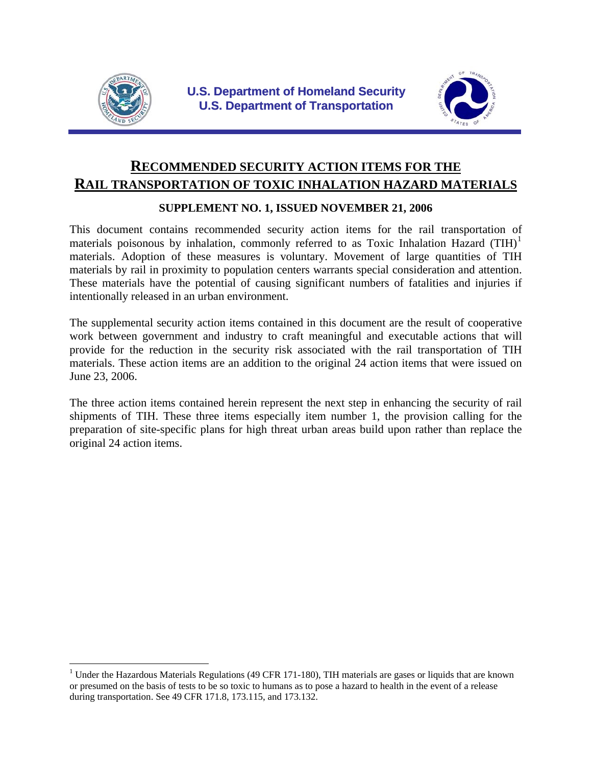**U.S. Department of Homeland Security**
**U.S. Department of Transportation**

# RECOMMENDED SECURITY ACTION ITEMS FOR THE RAIL TRANSPORTATION OF TOXIC INHALATION HAZARD MATERIALS

## SUPPLEMENT NO. 1, ISSUED NOVEMBER 21, 2006

This document contains recommended security action items for the rail transportation of materials poisonous by inhalation, commonly referred to as Toxic Inhalation Hazard (TIH)[1] materials. Adoption of these measures is voluntary. Movement of large quantities of TIH materials by rail in proximity to population centers warrants special consideration and attention. These materials have the potential of causing significant numbers of fatalities and injuries if intentionally released in an urban environment.

The supplemental security action items contained in this document are the result of cooperative work between government and industry to craft meaningful and executable actions that will provide for the reduction in the security risk associated with the rail transportation of TIH materials. These action items are an addition to the original 24 action items that were issued on June 23, 2006.

The three action items contained herein represent the next step in enhancing the security of rail shipments of TIH. These three items especially item number 1, the provision calling for the preparation of site-specific plans for high threat urban areas build upon rather than replace the original 24 action items.

[1] Under the Hazardous Materials Regulations (49 CFR 171-180), TIH materials are gases or liquids that are known or presumed on the basis of tests to be so toxic to humans as to pose a hazard to health in the event of a release during transportation. See 49 CFR 171.8, 173.115, and 173.132.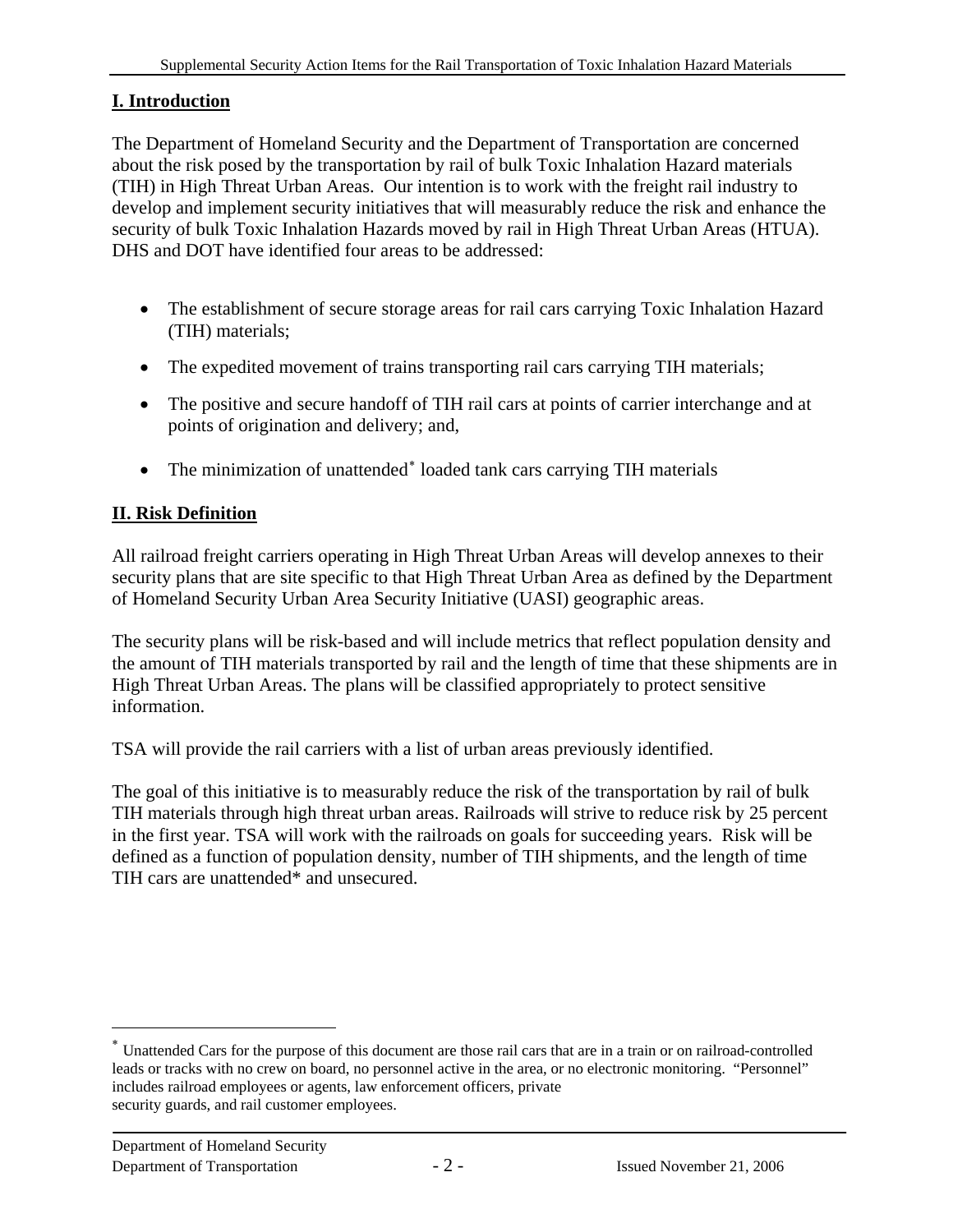## I. Introduction

The Department of Homeland Security and the Department of Transportation are concerned about the risk posed by the transportation by rail of bulk Toxic Inhalation Hazard materials (TIH) in High Threat Urban Areas. Our intention is to work with the freight rail industry to develop and implement security initiatives that will measurably reduce the risk and enhance the security of bulk Toxic Inhalation Hazards moved by rail in High Threat Urban Areas (HTUA). DHS and DOT have identified four areas to be addressed:

- The establishment of secure storage areas for rail cars carrying Toxic Inhalation Hazard (TIH) materials;
- The expedited movement of trains transporting rail cars carrying TIH materials;
- The positive and secure handoff of TIH rail cars at points of carrier interchange and at points of origination and delivery; and,
- The minimization of unattended* loaded tank cars carrying TIH materials

## II. Risk Definition

All railroad freight carriers operating in High Threat Urban Areas will develop annexes to their security plans that are site specific to that High Threat Urban Area as defined by the Department of Homeland Security Urban Area Security Initiative (UASI) geographic areas.

The security plans will be risk-based and will include metrics that reflect population density and the amount of TIH materials transported by rail and the length of time that these shipments are in High Threat Urban Areas. The plans will be classified appropriately to protect sensitive information.

TSA will provide the rail carriers with a list of urban areas previously identified.

The goal of this initiative is to measurably reduce the risk of the transportation by rail of bulk TIH materials through high threat urban areas. Railroads will strive to reduce risk by 25 percent in the first year. TSA will work with the railroads on goals for succeeding years. Risk will be defined as a function of population density, number of TIH shipments, and the length of time TIH cars are unattended* and unsecured.

---

* Unattended Cars for the purpose of this document are those rail cars that are in a train or on railroad-controlled leads or tracks with no crew on board, no personnel active in the area, or no electronic monitoring. "Personnel" includes railroad employees or agents, law enforcement officers, private security guards, and rail customer employees.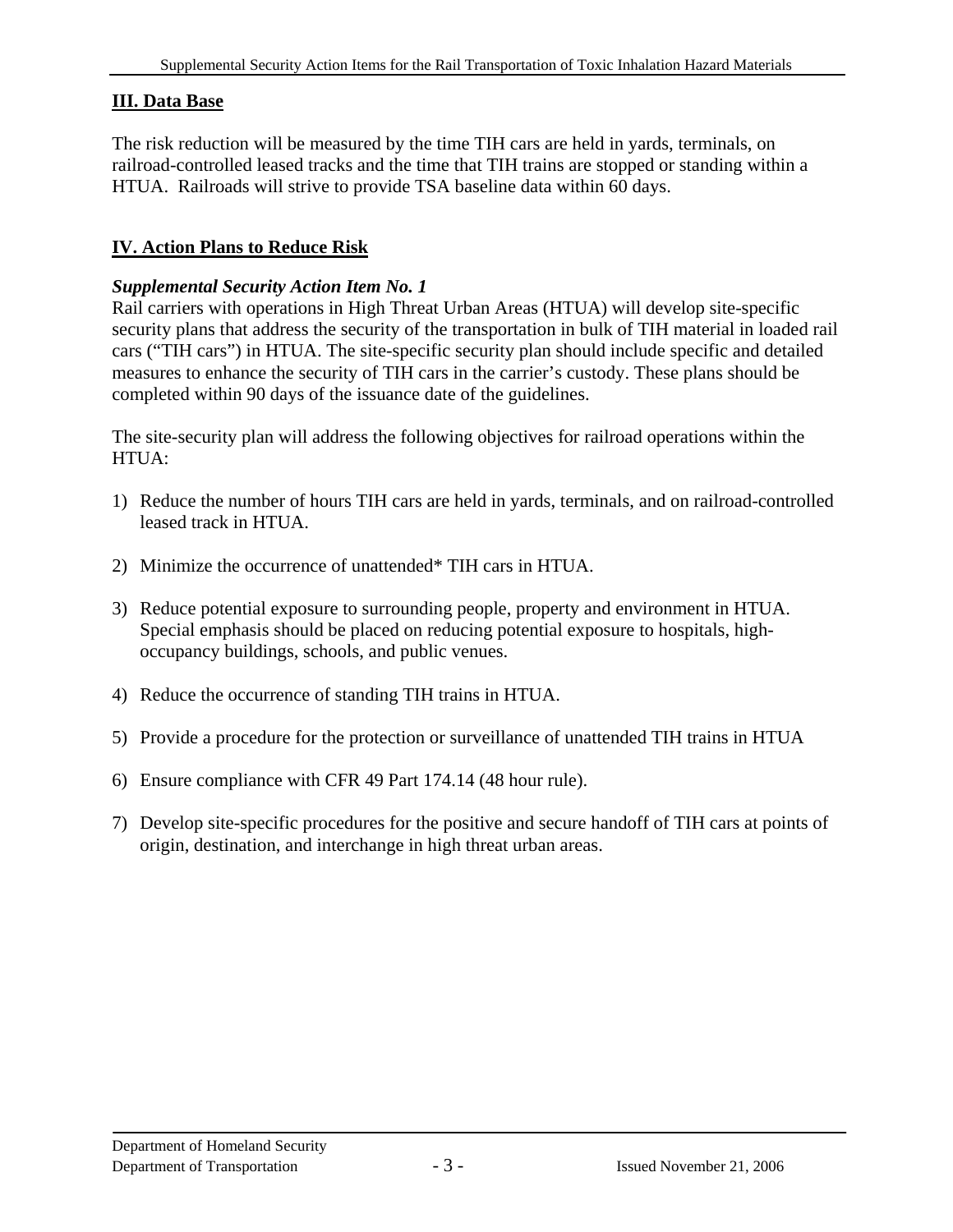## **III. Data Base**

The risk reduction will be measured by the time TIH cars are held in yards, terminals, on railroad-controlled leased tracks and the time that TIH trains are stopped or standing within a HTUA. Railroads will strive to provide TSA baseline data within 60 days.

## **IV. Action Plans to Reduce Risk**

***Supplemental Security Action Item No. 1***

Rail carriers with operations in High Threat Urban Areas (HTUA) will develop site-specific security plans that address the security of the transportation in bulk of TIH material in loaded rail cars ("TIH cars") in HTUA. The site-specific security plan should include specific and detailed measures to enhance the security of TIH cars in the carrier's custody. These plans should be completed within 90 days of the issuance date of the guidelines.

The site-security plan will address the following objectives for railroad operations within the HTUA:

1) Reduce the number of hours TIH cars are held in yards, terminals, and on railroad-controlled leased track in HTUA.

2) Minimize the occurrence of unattended* TIH cars in HTUA.

3) Reduce potential exposure to surrounding people, property and environment in HTUA. Special emphasis should be placed on reducing potential exposure to hospitals, high-occupancy buildings, schools, and public venues.

4) Reduce the occurrence of standing TIH trains in HTUA.

5) Provide a procedure for the protection or surveillance of unattended TIH trains in HTUA

6) Ensure compliance with CFR 49 Part 174.14 (48 hour rule).

7) Develop site-specific procedures for the positive and secure handoff of TIH cars at points of origin, destination, and interchange in high threat urban areas.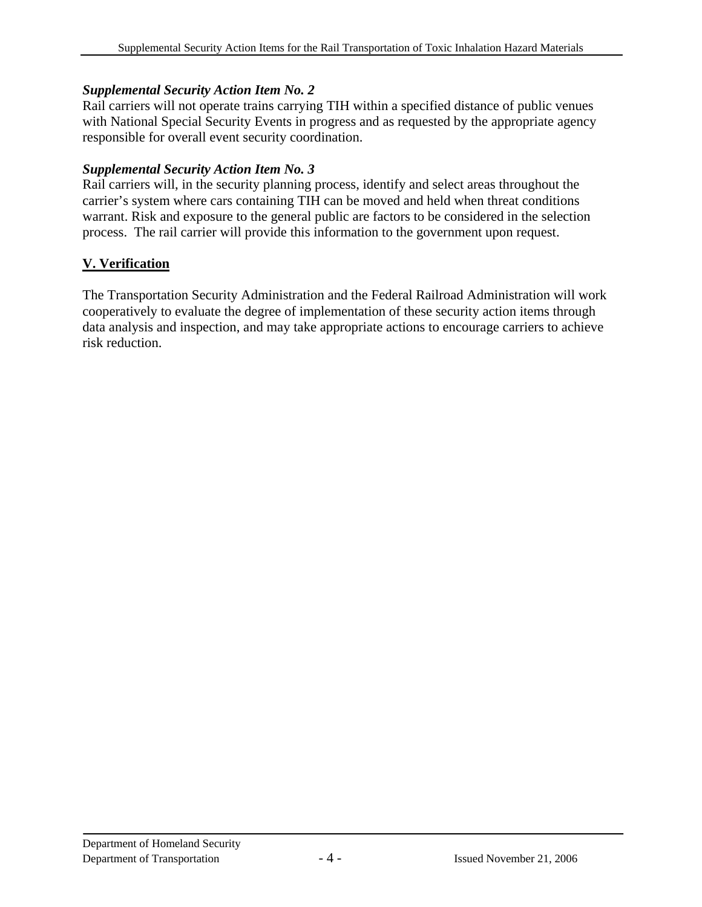### *Supplemental Security Action Item No. 2*

Rail carriers will not operate trains carrying TIH within a specified distance of public venues with National Special Security Events in progress and as requested by the appropriate agency responsible for overall event security coordination.

### *Supplemental Security Action Item No. 3*

Rail carriers will, in the security planning process, identify and select areas throughout the carrier's system where cars containing TIH can be moved and held when threat conditions warrant. Risk and exposure to the general public are factors to be considered in the selection process. The rail carrier will provide this information to the government upon request.

## V. Verification

The Transportation Security Administration and the Federal Railroad Administration will work cooperatively to evaluate the degree of implementation of these security action items through data analysis and inspection, and may take appropriate actions to encourage carriers to achieve risk reduction.